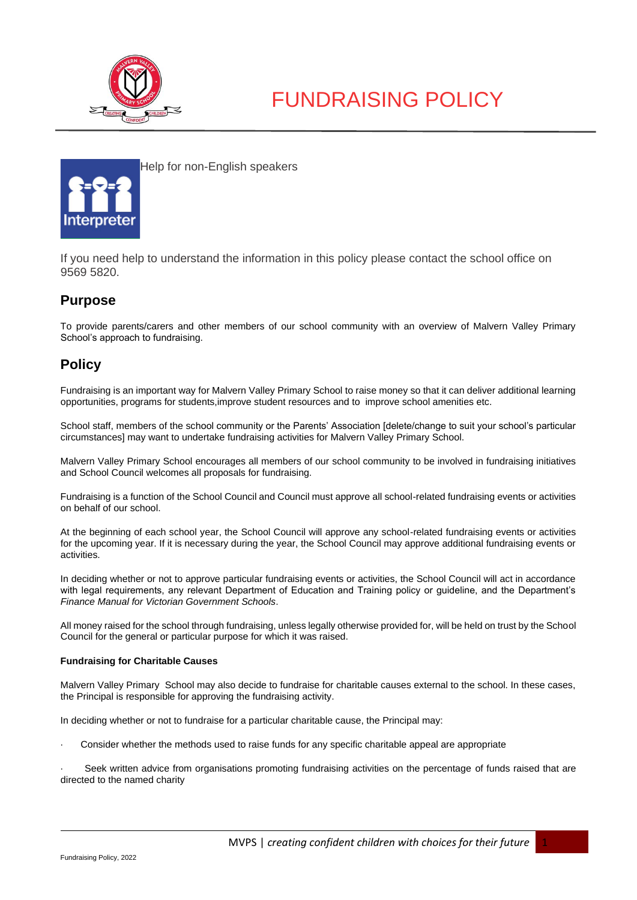# FUNDRAISING POLICY

Help for non-English speakers

If you need help to understand the information in this policy please contact the school office on 9569 5820.

## Purpose

To provide parents/carers and other members of our school community with an overview of Malvern Valley Primary School's approach to fundraising.

## Policy

Fundraising is an important way for Malvern Valley Primary School to raise money so that it can deliver additional learning opportunities, programs for students,improve student resources and to improve school amenities etc.

School staff, members of the school community or the Parents' Association [delete/change to suit your school's particular circumstances] may want to undertake fundraising activities for Malvern Valley Primary School.

Malvern Valley Primary School encourages all members of our school community to be involved in fundraising initiatives and School Council welcomes all proposals for fundraising.

Fundraising is a function of the School Council and Council must approve all school-related fundraising events or activities on behalf of our school.

At the beginning of each school year, the School Council will approve any school-related fundraising events or activities for the upcoming year. If it is necessary during the year, the School Council may approve additional fundraising events or activities.

In deciding whether or not to approve particular fundraising events or activities, the School Council will act in accordance with legal requirements, any relevant Department of Education and Training policy or guideline, and the Department's *Finance Manual for Victorian Government Schools*.

All money raised for the school through fundraising, unless legally otherwise provided for, will be held on trust by the School Council for the general or particular purpose for which it was raised.

**Fundraising for Charitable Causes**

Malvern Valley Primary School may also decide to fundraise for charitable causes external to the school. In these cases, the Principal is responsible for approving the fundraising activity.

In deciding whether or not to fundraise for a particular charitable cause, the Principal may:

- Consider whether the methods used to raise funds for any specific charitable appeal are appropriate
- Seek written advice from organisations promoting fundraising activities on the percentage of funds raised that are directed to the named charity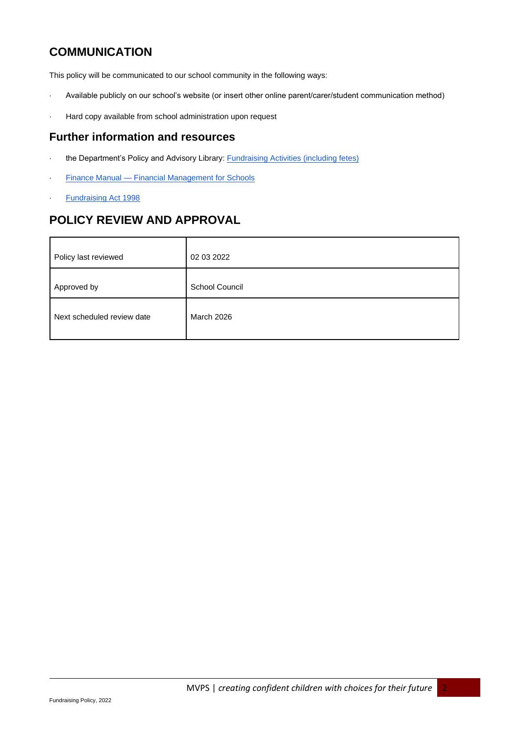## COMMUNICATION

This policy will be communicated to our school community in the following ways:

- Available publicly on our school's website (or insert other online parent/carer/student communication method)
- Hard copy available from school administration upon request

## Further information and resources

- the Department's Policy and Advisory Library: Fundraising Activities (including fetes)
- Finance Manual — Financial Management for Schools
- Fundraising Act 1998

## POLICY REVIEW AND APPROVAL

| | |
|---|---|
| Policy last reviewed | 02 03 2022 |
| Approved by | School Council |
| Next scheduled review date | March 2026 |